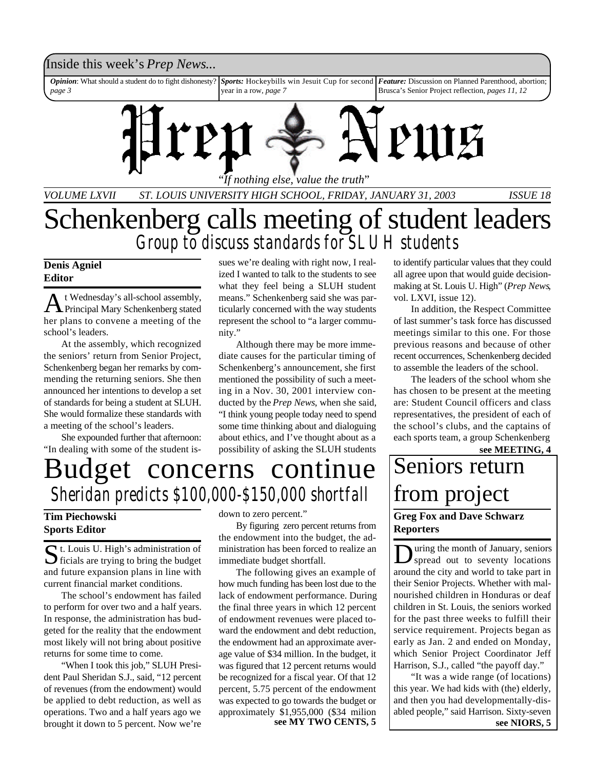Inside this week's *Prep News*...

*Opinion*: What should a student do to fight dishonesty? *page 3*

*Sports:* Hockeybills win Jesuit Cup for second year in a row, *page 7*

*Feature:* Discussion on Planned Parenthood, abortion; Brusca's Senior Project reflection, *pages 11, 12*

# Prep News

*"If nothing else, value the truth"*

*VOLUME LXVII ST. LOUIS UNIVERSITY HIGH SCHOOL, FRIDAY, JANUARY 31, 2003 ISSUE 18*

# Schenkenberg calls meeting of student leaders

## Group to discuss standards for SLUH students

**Denis Agniel**
**Editor**

At Wednesday's all-school assembly, Principal Mary Schenkenberg stated her plans to convene a meeting of the school's leaders.

At the assembly, which recognized the seniors' return from Senior Project, Schenkenberg began her remarks by commending the returning seniors. She then announced her intentions to develop a set of standards for being a student at SLUH. She would formalize these standards with a meeting of the school's leaders.

She expounded further that afternoon: "In dealing with some of the student issues we're dealing with right now, I realized I wanted to talk to the students to see what they feel being a SLUH student means." Schenkenberg said she was particularly concerned with the way students represent the school to "a larger community."

Although there may be more immediate causes for the particular timing of Schenkenberg's announcement, she first mentioned the possibility of such a meeting in a Nov. 30, 2001 interview conducted by the *Prep News*, when she said, "I think young people today need to spend some time thinking about and dialoguing about ethics, and I've thought about as a possibility of asking the SLUH students to identify particular values that they could all agree upon that would guide decision-making at St. Louis U. High" (*Prep News*, vol. LXVI, issue 12).

In addition, the Respect Committee of last summer's task force has discussed meetings similar to this one. For those previous reasons and because of other recent occurrences, Schenkenberg decided to assemble the leaders of the school.

The leaders of the school whom she has chosen to be present at the meeting are: Student Council officers and class representatives, the president of each of the school's clubs, and the captains of each sports team, a group Schenkenberg

**see MEETING, 4**

# Budget concerns continue

## Sheridan predicts $100,000-$150,000 shortfall

**Tim Piechowski**
**Sports Editor**

St. Louis U. High's administration officials are trying to bring the budget and future expansion plans in line with current financial market conditions.

The school's endowment has failed to perform for over two and a half years. In response, the administration has budgeted for the reality that the endowment most likely will not bring about positive returns for some time to come.

"When I took this job," SLUH President Paul Sheridan S.J., said, "12 percent of revenues (from the endowment) would be applied to debt reduction, as well as operations. Two and a half years ago we brought it down to 5 percent. Now we're down to zero percent."

By figuring zero percent returns from the endowment into the budget, the administration has been forced to realize an immediate budget shortfall.

The following gives an example of how much funding has been lost due to the lack of endowment performance. During the final three years in which 12 percent of endowment revenues were placed toward the endowment and debt reduction, the endowment had an approximate average value of $34 million. In the budget, it was figured that 12 percent returns would be recognized for a fiscal year. Of that 12 percent, 5.75 percent of the endowment was expected to go towards the budget or approximately $1,955,000 ($34 milion

**see MY TWO CENTS, 5**

# Seniors return from project

**Greg Fox and Dave Schwarz**
**Reporters**

During the month of January, seniors spread out to seventy locations around the city and world to take part in their Senior Projects. Whether with malnourished children in Honduras or deaf children in St. Louis, the seniors worked for the past three weeks to fulfill their service requirement. Projects began as early as Jan. 2 and ended on Monday, which Senior Project Coordinator Jeff Harrison, S.J., called "the payoff day."

"It was a wide range (of locations) this year. We had kids with (the) elderly, and then you had developmentally-disabled people," said Harrison. Sixty-seven

**see NIORS, 5**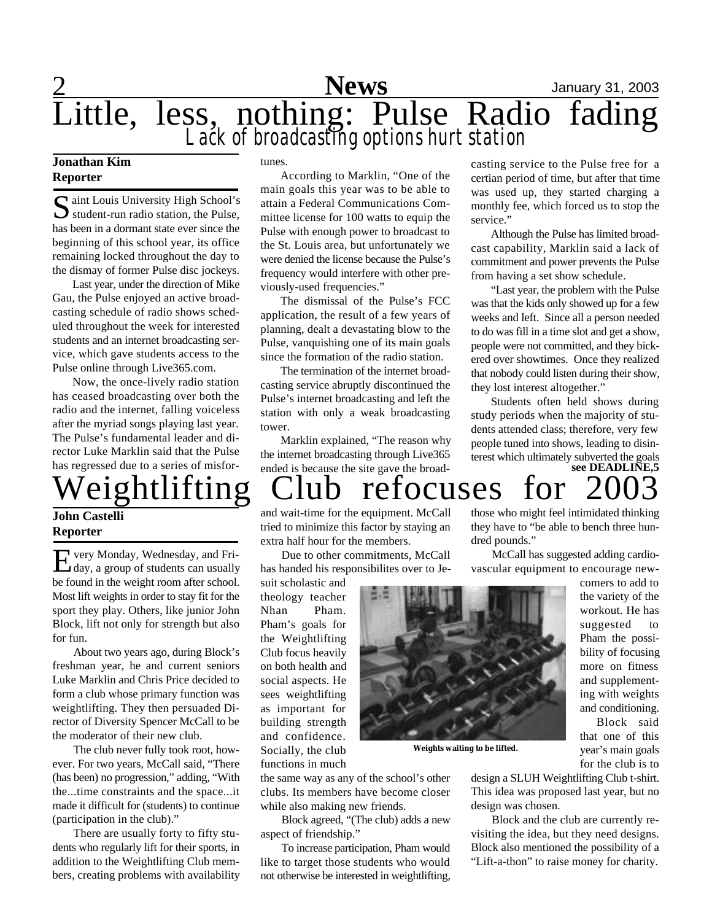# Little, less, nothing: Pulse Radio fading

## Lack of broadcasting options hurt station

**Jonathan Kim**
**Reporter**

Saint Louis University High School's student-run radio station, the Pulse, has been in a dormant state ever since the beginning of this school year, its office remaining locked throughout the day to the dismay of former Pulse disc jockeys.

Last year, under the direction of Mike Gau, the Pulse enjoyed an active broadcasting schedule of radio shows scheduled throughout the week for interested students and an internet broadcasting service, which gave students access to the Pulse online through Live365.com.

Now, the once-lively radio station has ceased broadcasting over both the radio and the internet, falling voiceless after the myriad songs playing last year. The Pulse's fundamental leader and director Luke Marklin said that the Pulse has regressed due to a series of misfortunes.

According to Marklin, "One of the main goals this year was to be able to attain a Federal Communications Committee license for 100 watts to equip the Pulse with enough power to broadcast to the St. Louis area, but unfortunately we were denied the license because the Pulse's frequency would interfere with other previously-used frequencies."

The dismissal of the Pulse's FCC application, the result of a few years of planning, dealt a devastating blow to the Pulse, vanquishing one of its main goals since the formation of the radio station.

The termination of the internet broadcasting service abruptly discontinued the Pulse's internet broadcasting and left the station with only a weak broadcasting tower.

Marklin explained, "The reason why the internet broadcasting through Live365 ended is because the site gave the broadcasting service to the Pulse free for a certian period of time, but after that time was used up, they started charging a monthly fee, which forced us to stop the service."

Although the Pulse has limited broadcast capability, Marklin said a lack of commitment and power prevents the Pulse from having a set show schedule.

"Last year, the problem with the Pulse was that the kids only showed up for a few weeks and left. Since all a person needed to do was fill in a time slot and get a show, people were not committed, and they bickered over showtimes. Once they realized that nobody could listen during their show, they lost interest altogether."

Students often held shows during study periods when the majority of students attended class; therefore, very few people tuned into shows, leading to disinterest which ultimately subverted the goals

**see DEADLINE,5**

# Weightlifting Club refocuses for 2003

**John Castelli**
**Reporter**

Every Monday, Wednesday, and Friday, a group of students can usually be found in the weight room after school. Most lift weights in order to stay fit for the sport they play. Others, like junior John Block, lift not only for strength but also for fun.

About two years ago, during Block's freshman year, he and current seniors Luke Marklin and Chris Price decided to form a club whose primary function was weightlifting. They then persuaded Director of Diversity Spencer McCall to be the moderator of their new club.

The club never fully took root, however. For two years, McCall said, "There (has been) no progression," adding, "With the...time constraints and the space...it made it difficult for (students) to continue (participation in the club)."

There are usually forty to fifty students who regularly lift for their sports, in addition to the Weightlifting Club members, creating problems with availability and wait-time for the equipment. McCall tried to minimize this factor by staying an extra half hour for the members.

Due to other commitments, McCall has handed his responsibilites over to Jesuit scholastic and theology teacher Nhan Pham. Pham's goals for the Weightlifting Club focus heavily on both health and social aspects. He sees weightlifting as important for building strength and confidence. Socially, the club functions in much the same way as any of the school's other clubs. Its members have become closer while also making new friends.

Weights waiting to be lifted.

Block agreed, "(The club) adds a new aspect of friendship."

To increase participation, Pham would like to target those students who would not otherwise be interested in weightlifting, those who might feel intimidated thinking they have to "be able to bench three hundred pounds."

McCall has suggested adding cardiovascular equipment to encourage newcomers to add to the variety of the workout. He has suggested to Pham the possibility of focusing more on fitness and supplementing with weights and conditioning.

Block said that one of this year's main goals for the club is to design a SLUH Weightlifting Club t-shirt. This idea was proposed last year, but no design was chosen.

Block and the club are currently revisiting the idea, but they need designs. Block also mentioned the possibility of a "Lift-a-thon" to raise money for charity.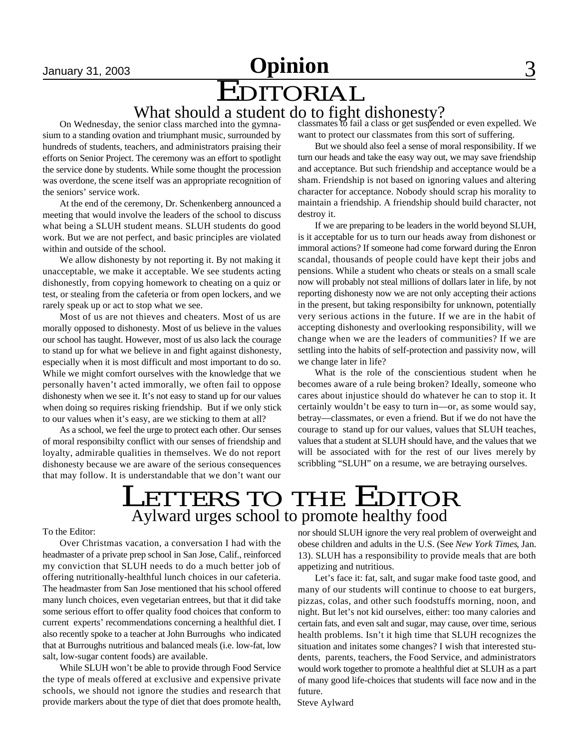# Opinion

## EDITORIAL

### What should a student do to fight dishonesty?

On Wednesday, the senior class marched into the gymnasium to a standing ovation and triumphant music, surrounded by hundreds of students, teachers, and administrators praising their efforts on Senior Project. The ceremony was an effort to spotlight the service done by students. While some thought the procession was overdone, the scene itself was an appropriate recognition of the seniors' service work.

At the end of the ceremony, Dr. Schenkenberg announced a meeting that would involve the leaders of the school to discuss what being a SLUH student means. SLUH students do good work. But we are not perfect, and basic principles are violated within and outside of the school.

We allow dishonesty by not reporting it. By not making it unacceptable, we make it acceptable. We see students acting dishonestly, from copying homework to cheating on a quiz or test, or stealing from the cafeteria or from open lockers, and we rarely speak up or act to stop what we see.

Most of us are not thieves and cheaters. Most of us are morally opposed to dishonesty. Most of us believe in the values our school has taught. However, most of us also lack the courage to stand up for what we believe in and fight against dishonesty, especially when it is most difficult and most important to do so. While we might comfort ourselves with the knowledge that we personally haven't acted immorally, we often fail to oppose dishonesty when we see it. It's not easy to stand up for our values when doing so requires risking friendship. But if we only stick to our values when it's easy, are we sticking to them at all?

As a school, we feel the urge to protect each other. Our senses of moral responsibilty conflict with our senses of friendship and loyalty, admirable qualities in themselves. We do not report dishonesty because we are aware of the serious consequences that may follow. It is understandable that we don't want our classmates to fail a class or get suspended or even expelled. We want to protect our classmates from this sort of suffering.

But we should also feel a sense of moral responsibility. If we turn our heads and take the easy way out, we may save friendship and acceptance. But such friendship and acceptance would be a sham. Friendship is not based on ignoring values and altering character for acceptance. Nobody should scrap his morality to maintain a friendship. A friendship should build character, not destroy it.

If we are preparing to be leaders in the world beyond SLUH, is it acceptable for us to turn our heads away from dishonest or immoral actions? If someone had come forward during the Enron scandal, thousands of people could have kept their jobs and pensions. While a student who cheats or steals on a small scale now will probably not steal millions of dollars later in life, by not reporting dishonesty now we are not only accepting their actions in the present, but taking responsibilty for unknown, potentially very serious actions in the future. If we are in the habit of accepting dishonesty and overlooking responsibility, will we change when we are the leaders of communities? If we are settling into the habits of self-protection and passivity now, will we change later in life?

What is the role of the conscientious student when he becomes aware of a rule being broken? Ideally, someone who cares about injustice should do whatever he can to stop it. It certainly wouldn't be easy to turn in—or, as some would say, betray—classmates, or even a friend. But if we do not have the courage to stand up for our values, values that SLUH teaches, values that a student at SLUH should have, and the values that we will be associated with for the rest of our lives merely by scribbling "SLUH" on a resume, we are betraying ourselves.

## LETTERS TO THE EDITOR

### Aylward urges school to promote healthy food

To the Editor:

Over Christmas vacation, a conversation I had with the headmaster of a private prep school in San Jose, Calif., reinforced my conviction that SLUH needs to do a much better job of offering nutritionally-healthful lunch choices in our cafeteria. The headmaster from San Jose mentioned that his school offered many lunch choices, even vegetarian entrees, but that it did take some serious effort to offer quality food choices that conform to current experts' recommendations concerning a healthful diet. I also recently spoke to a teacher at John Burroughs who indicated that at Burroughs nutritious and balanced meals (i.e. low-fat, low salt, low-sugar content foods) are available.

While SLUH won't be able to provide through Food Service the type of meals offered at exclusive and expensive private schools, we should not ignore the studies and research that provide markers about the type of diet that does promote health, nor should SLUH ignore the very real problem of overweight and obese children and adults in the U.S. (See *New York Times*, Jan. 13). SLUH has a responsibility to provide meals that are both appetizing and nutritious.

Let's face it: fat, salt, and sugar make food taste good, and many of our students will continue to choose to eat burgers, pizzas, colas, and other such foodstuffs morning, noon, and night. But let's not kid ourselves, either: too many calories and certain fats, and even salt and sugar, may cause, over time, serious health problems. Isn't it high time that SLUH recognizes the situation and initates some changes? I wish that interested students, parents, teachers, the Food Service, and administrators would work together to promote a healthful diet at SLUH as a part of many good life-choices that students will face now and in the future.

Steve Aylward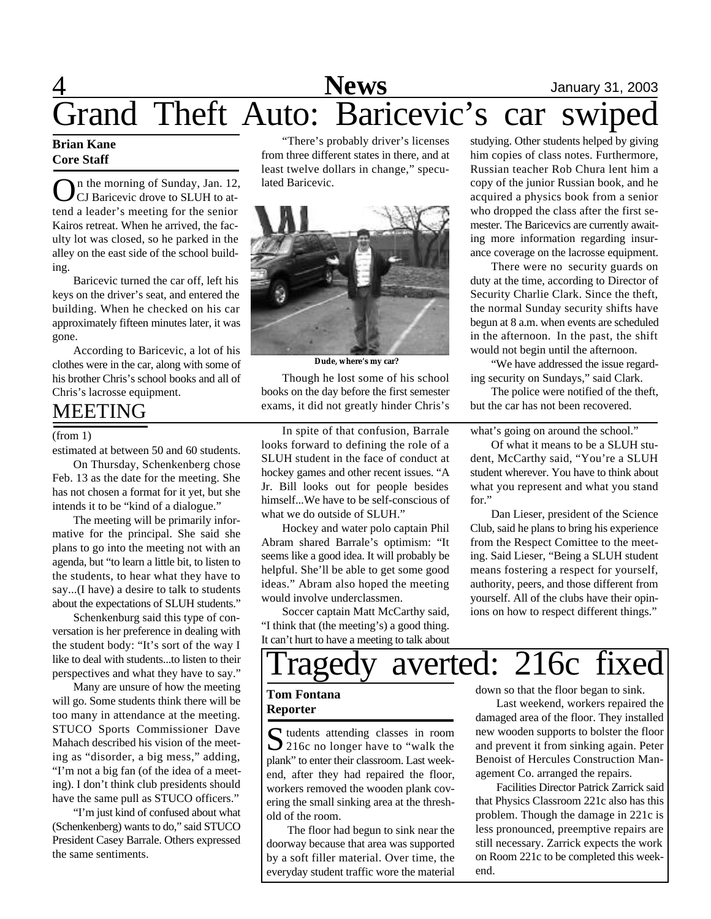# Grand Theft Auto: Baricevic's car swiped

**Brian Kane**
**Core Staff**

On the morning of Sunday, Jan. 12, CJ Baricevic drove to SLUH to attend a leader's meeting for the senior Kairos retreat. When he arrived, the faculty lot was closed, so he parked in the alley on the east side of the school building.

Baricevic turned the car off, left his keys on the driver's seat, and entered the building. When he checked on his car approximately fifteen minutes later, it was gone.

According to Baricevic, a lot of his clothes were in the car, along with some of his brother Chris's school books and all of Chris's lacrosse equipment.

"There's probably driver's licenses from three different states in there, and at least twelve dollars in change," speculated Baricevic.

Dude, where's my car?

Though he lost some of his school books on the day before the first semester exams, it did not greatly hinder Chris's studying. Other students helped by giving him copies of class notes. Furthermore, Russian teacher Rob Chura lent him a copy of the junior Russian book, and he acquired a physics book from a senior who dropped the class after the first semester. The Baricevics are currently awaiting more information regarding insurance coverage on the lacrosse equipment.

There were no security guards on duty at the time, according to Director of Security Charlie Clark. Since the theft, the normal Sunday security shifts have begun at 8 a.m. when events are scheduled in the afternoon. In the past, the shift would not begin until the afternoon.

"We have addressed the issue regarding security on Sundays," said Clark.

The police were notified of the theft, but the car has not been recovered.

## MEETING

(from 1)

estimated at between 50 and 60 students.

On Thursday, Schenkenberg chose Feb. 13 as the date for the meeting. She has not chosen a format for it yet, but she intends it to be "kind of a dialogue."

The meeting will be primarily informative for the principal. She said she plans to go into the meeting not with an agenda, but "to learn a little bit, to listen to the students, to hear what they have to say...(I have) a desire to talk to students about the expectations of SLUH students."

Schenkenburg said this type of conversation is her preference in dealing with the student body: "It's sort of the way I like to deal with students...to listen to their perspectives and what they have to say."

Many are unsure of how the meeting will go. Some students think there will be too many in attendance at the meeting. STUCO Sports Commissioner Dave Mahach described his vision of the meeting as "disorder, a big mess," adding, "I'm not a big fan (of the idea of a meeting). I don't think club presidents should have the same pull as STUCO officers."

"I'm just kind of confused about what (Schenkenberg) wants to do," said STUCO President Casey Barrale. Others expressed the same sentiments.

In spite of that confusion, Barrale looks forward to defining the role of a SLUH student in the face of conduct at hockey games and other recent issues. "A Jr. Bill looks out for people besides himself...We have to be self-conscious of what we do outside of SLUH."

Hockey and water polo captain Phil Abram shared Barrale's optimism: "It seems like a good idea. It will probably be helpful. She'll be able to get some good ideas." Abram also hoped the meeting would involve underclassmen.

Soccer captain Matt McCarthy said, "I think that (the meeting's) a good thing. It can't hurt to have a meeting to talk about what's going on around the school."

Of what it means to be a SLUH student, McCarthy said, "You're a SLUH student wherever. You have to think about what you represent and what you stand for."

Dan Lieser, president of the Science Club, said he plans to bring his experience from the Respect Comittee to the meeting. Said Lieser, "Being a SLUH student means fostering a respect for yourself, authority, peers, and those different from yourself. All of the clubs have their opinions on how to respect different things."

# Tragedy averted: 216c fixed

**Tom Fontana**
**Reporter**

Students attending classes in room 216c no longer have to "walk the plank" to enter their classroom. Last weekend, after they had repaired the floor, workers removed the wooden plank covering the small sinking area at the threshold of the room.

The floor had begun to sink near the doorway because that area was supported by a soft filler material. Over time, the everyday student traffic wore the material down so that the floor began to sink.

Last weekend, workers repaired the damaged area of the floor. They installed new wooden supports to bolster the floor and prevent it from sinking again. Peter Benoist of Hercules Construction Management Co. arranged the repairs.

Facilities Director Patrick Zarrick said that Physics Classroom 221c also has this problem. Though the damage in 221c is less pronounced, preemptive repairs are still necessary. Zarrick expects the work on Room 221c to be completed this weekend.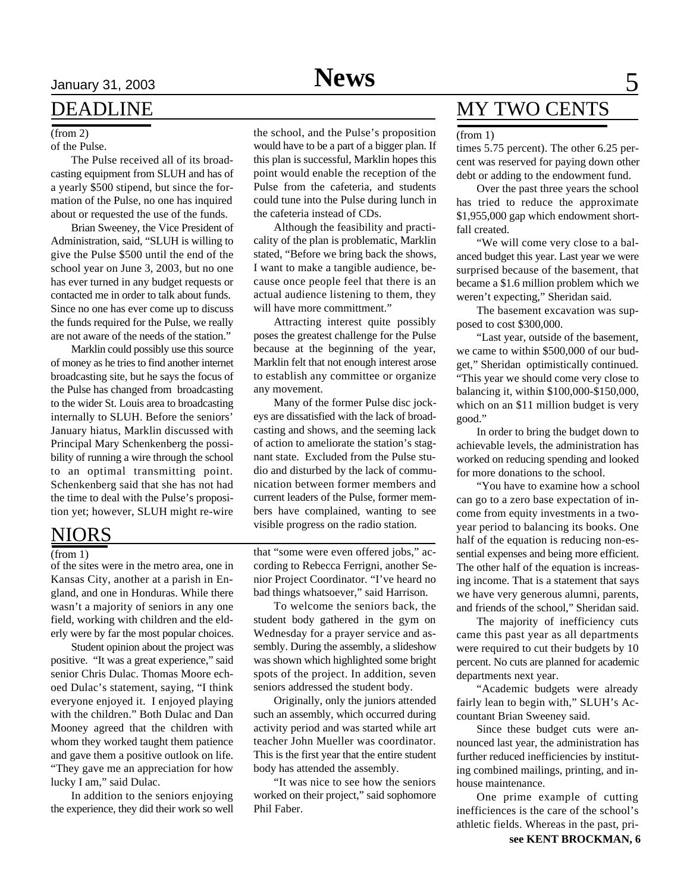## DEADLINE

(from 2)

of the Pulse.

The Pulse received all of its broadcasting equipment from SLUH and has of a yearly $500 stipend, but since the formation of the Pulse, no one has inquired about or requested the use of the funds.

Brian Sweeney, the Vice President of Administration, said, "SLUH is willing to give the Pulse $500 until the end of the school year on June 3, 2003, but no one has ever turned in any budget requests or contacted me in order to talk about funds. Since no one has ever come up to discuss the funds required for the Pulse, we really are not aware of the needs of the station."

Marklin could possibly use this source of money as he tries to find another internet broadcasting site, but he says the focus of the Pulse has changed from broadcasting to the wider St. Louis area to broadcasting internally to SLUH. Before the seniors' January hiatus, Marklin discussed with Principal Mary Schenkenberg the possibility of running a wire through the school to an optimal transmitting point. Schenkenberg said that she has not had the time to deal with the Pulse's proposition yet; however, SLUH might re-wire the school, and the Pulse's proposition would have to be a part of a bigger plan. If this plan is successful, Marklin hopes this point would enable the reception of the Pulse from the cafeteria, and students could tune into the Pulse during lunch in the cafeteria instead of CDs.

Although the feasibility and practicality of the plan is problematic, Marklin stated, "Before we bring back the shows, I want to make a tangible audience, because once people feel that there is an actual audience listening to them, they will have more committment."

Attracting interest quite possibly poses the greatest challenge for the Pulse because at the beginning of the year, Marklin felt that not enough interest arose to establish any committee or organize any movement.

Many of the former Pulse disc jockeys are dissatisfied with the lack of broadcasting and shows, and the seeming lack of action to ameliorate the station's stagnant state. Excluded from the Pulse studio and disturbed by the lack of communication between former members and current leaders of the Pulse, former members have complained, wanting to see visible progress on the radio station.

## NIORS

(from 1)

of the sites were in the metro area, one in Kansas City, another at a parish in England, and one in Honduras. While there wasn't a majority of seniors in any one field, working with children and the elderly were by far the most popular choices.

Student opinion about the project was positive. "It was a great experience," said senior Chris Dulac. Thomas Moore echoed Dulac's statement, saying, "I think everyone enjoyed it. I enjoyed playing with the children." Both Dulac and Dan Mooney agreed that the children with whom they worked taught them patience and gave them a positive outlook on life. "They gave me an appreciation for how lucky I am," said Dulac.

In addition to the seniors enjoying the experience, they did their work so well that "some were even offered jobs," according to Rebecca Ferrigni, another Senior Project Coordinator. "I've heard no bad things whatsoever," said Harrison.

To welcome the seniors back, the student body gathered in the gym on Wednesday for a prayer service and assembly. During the assembly, a slideshow was shown which highlighted some bright spots of the project. In addition, seven seniors addressed the student body.

Originally, only the juniors attended such an assembly, which occurred during activity period and was started while art teacher John Mueller was coordinator. This is the first year that the entire student body has attended the assembly.

"It was nice to see how the seniors worked on their project," said sophomore Phil Faber.

## MY TWO CENTS

(from 1)

times 5.75 percent). The other 6.25 percent was reserved for paying down other debt or adding to the endowment fund.

Over the past three years the school has tried to reduce the approximate $1,955,000 gap which endowment shortfall created.

"We will come very close to a balanced budget this year. Last year we were surprised because of the basement, that became a $1.6 million problem which we weren't expecting," Sheridan said.

The basement excavation was supposed to cost $300,000.

"Last year, outside of the basement, we came to within $500,000 of our budget," Sheridan optimistically continued. "This year we should come very close to balancing it, within $100,000-$150,000, which on an $11 million budget is very good."

In order to bring the budget down to achievable levels, the administration has worked on reducing spending and looked for more donations to the school.

"You have to examine how a school can go to a zero base expectation of income from equity investments in a two-year period to balancing its books. One half of the equation is reducing non-essential expenses and being more efficient. The other half of the equation is increasing income. That is a statement that says we have very generous alumni, parents, and friends of the school," Sheridan said.

The majority of inefficiency cuts came this past year as all departments were required to cut their budgets by 10 percent. No cuts are planned for academic departments next year.

"Academic budgets were already fairly lean to begin with," SLUH's Accountant Brian Sweeney said.

Since these budget cuts were announced last year, the administration has further reduced inefficiencies by instituting combined mailings, printing, and in-house maintenance.

One prime example of cutting inefficiences is the care of the school's athletic fields. Whereas in the past, pri-

**see KENT BROCKMAN, 6**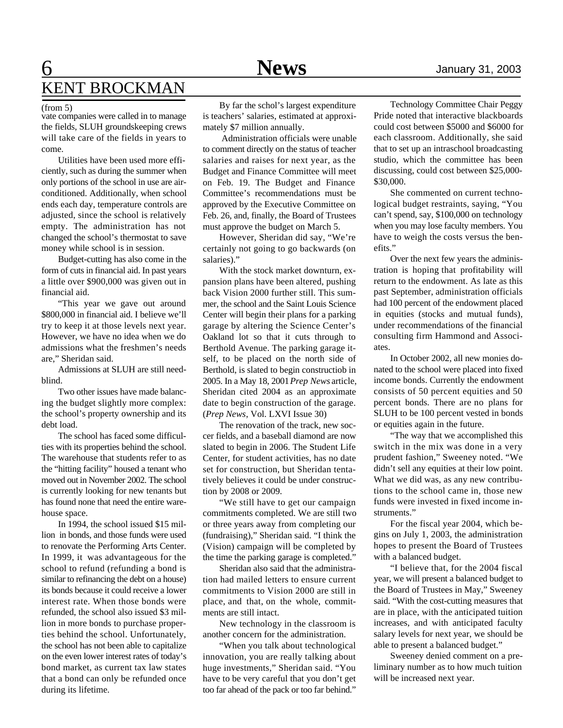## KENT BROCKMAN

(from 5)

vate companies were called in to manage the fields, SLUH groundskeeping crews will take care of the fields in years to come.

Utilities have been used more efficiently, such as during the summer when only portions of the school in use are air-conditioned. Additionally, when school ends each day, temperature controls are adjusted, since the school is relatively empty. The administration has not changed the school's thermostat to save money while school is in session.

Budget-cutting has also come in the form of cuts in financial aid. In past years a little over $900,000 was given out in financial aid.

"This year we gave out around $800,000 in financial aid. I believe we'll try to keep it at those levels next year. However, we have no idea when we do admissions what the freshmen's needs are," Sheridan said.

Admissions at SLUH are still need-blind.

Two other issues have made balancing the budget slightly more complex: the school's property ownership and its debt load.

The school has faced some difficulties with its properties behind the school. The warehouse that students refer to as the "hitting facility" housed a tenant who moved out in November 2002. The school is currently looking for new tenants but has found none that need the entire warehouse space.

In 1994, the school issued $15 million in bonds, and those funds were used to renovate the Performing Arts Center. In 1999, it was advantageous for the school to refund (refunding a bond is similar to refinancing the debt on a house) its bonds because it could receive a lower interest rate. When those bonds were refunded, the school also issued $3 million in more bonds to purchase properties behind the school. Unfortunately, the school has not been able to capitalize on the even lower interest rates of today's bond market, as current tax law states that a bond can only be refunded once during its lifetime.

By far the schol's largest expenditure is teachers' salaries, estimated at approximately $7 million annually.

Administration officials were unable to comment directly on the status of teacher salaries and raises for next year, as the Budget and Finance Committee will meet on Feb. 19. The Budget and Finance Committee's recommendations must be approved by the Executive Committee on Feb. 26, and, finally, the Board of Trustees must approve the budget on March 5.

However, Sheridan did say, "We're certainly not going to go backwards (on salaries)."

With the stock market downturn, expansion plans have been altered, pushing back Vision 2000 further still. This summer, the school and the Saint Louis Science Center will begin their plans for a parking garage by altering the Science Center's Oakland lot so that it cuts through to Berthold Avenue. The parking garage itself, to be placed on the north side of Berthold, is slated to begin constructiob in 2005. In a May 18, 2001 *Prep News* article, Sheridan cited 2004 as an approximate date to begin construction of the garage. (*Prep News*, Vol. LXVI Issue 30)

The renovation of the track, new soccer fields, and a baseball diamond are now slated to begin in 2006. The Student Life Center, for student activities, has no date set for construction, but Sheridan tentatively believes it could be under construction by 2008 or 2009.

"We still have to get our campaign commitments completed. We are still two or three years away from completing our (fundraising)," Sheridan said. "I think the (Vision) campaign will be completed by the time the parking garage is completed."

Sheridan also said that the administration had mailed letters to ensure current commitments to Vision 2000 are still in place, and that, on the whole, commitments are still intact.

New technology in the classroom is another concern for the administration.

"When you talk about technological innovation, you are really talking about huge investments," Sheridan said. "You have to be very careful that you don't get too far ahead of the pack or too far behind."

Technology Committee Chair Peggy Pride noted that interactive blackboards could cost between $5000 and $6000 for each classroom. Additionally, she said that to set up an intraschool broadcasting studio, which the committee has been discussing, could cost between $25,000-$30,000.

She commented on current technological budget restraints, saying, "You can't spend, say, $100,000 on technology when you may lose faculty members. You have to weigh the costs versus the benefits."

Over the next few years the administration is hoping that profitability will return to the endowment. As late as this past September, administration officials had 100 percent of the endowment placed in equities (stocks and mutual funds), under recommendations of the financial consulting firm Hammond and Associates.

In October 2002, all new monies donated to the school were placed into fixed income bonds. Currently the endowment consists of 50 percent equities and 50 percent bonds. There are no plans for SLUH to be 100 percent vested in bonds or equities again in the future.

"The way that we accomplished this switch in the mix was done in a very prudent fashion," Sweeney noted. "We didn't sell any equities at their low point. What we did was, as any new contributions to the school came in, those new funds were invested in fixed income instruments."

For the fiscal year 2004, which begins on July 1, 2003, the administration hopes to present the Board of Trustees with a balanced budget.

"I believe that, for the 2004 fiscal year, we will present a balanced budget to the Board of Trustees in May," Sweeney said. "With the cost-cutting measures that are in place, with the anticipated tuition increases, and with anticipated faculty salary levels for next year, we should be able to present a balanced budget."

Sweeney denied comment on a preliminary number as to how much tuition will be increased next year.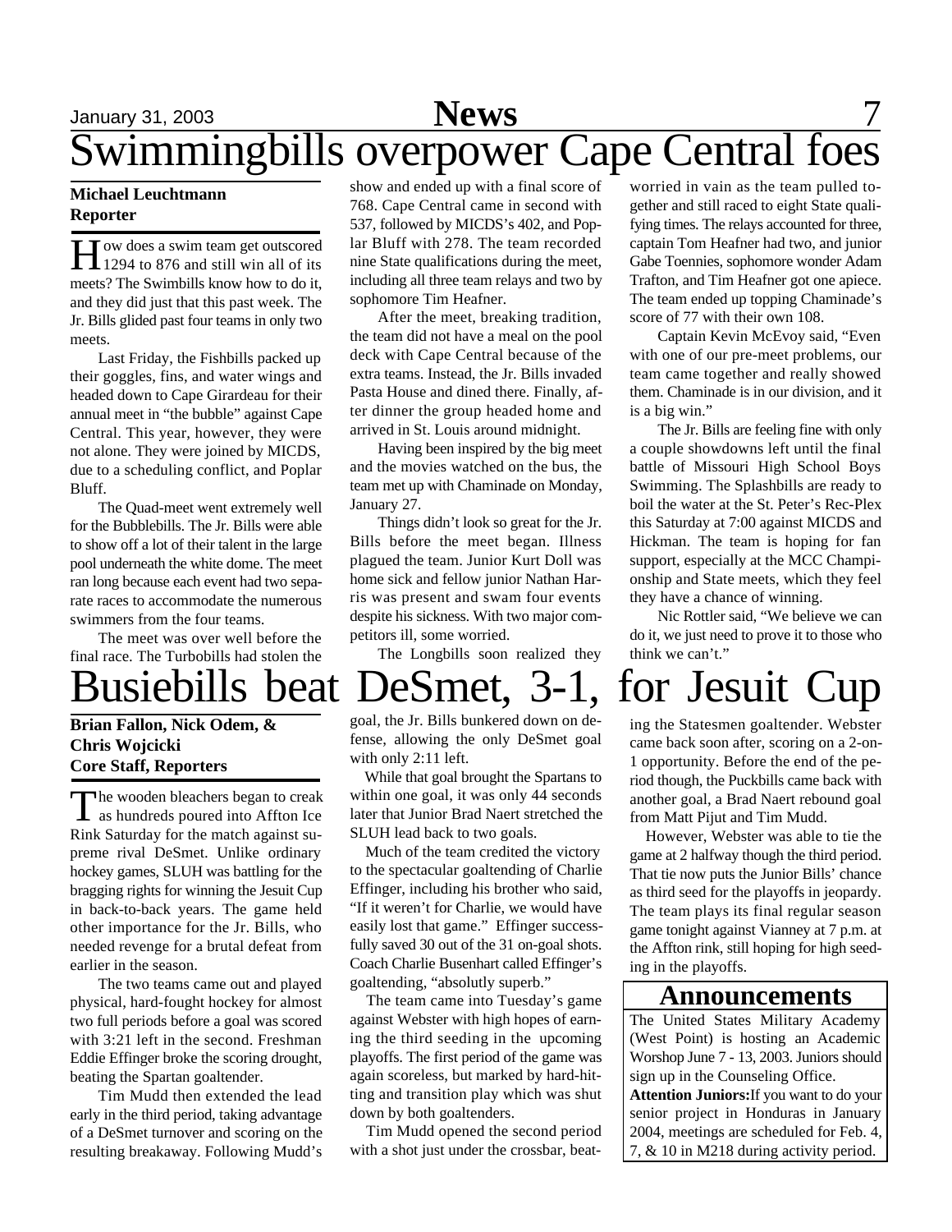# Swimmingbills overpower Cape Central foes

**Michael Leuchtmann**
**Reporter**

How does a swim team get outscored 1294 to 876 and still win all of its meets? The Swimbills know how to do it, and they did just that this past week. The Jr. Bills glided past four teams in only two meets.

Last Friday, the Fishbills packed up their goggles, fins, and water wings and headed down to Cape Girardeau for their annual meet in "the bubble" against Cape Central. This year, however, they were not alone. They were joined by MICDS, due to a scheduling conflict, and Poplar Bluff.

The Quad-meet went extremely well for the Bubblebills. The Jr. Bills were able to show off a lot of their talent in the large pool underneath the white dome. The meet ran long because each event had two separate races to accommodate the numerous swimmers from the four teams.

The meet was over well before the final race. The Turbobills had stolen the show and ended up with a final score of 768. Cape Central came in second with 537, followed by MICDS's 402, and Poplar Bluff with 278. The team recorded nine State qualifications during the meet, including all three team relays and two by sophomore Tim Heafner.

After the meet, breaking tradition, the team did not have a meal on the pool deck with Cape Central because of the extra teams. Instead, the Jr. Bills invaded Pasta House and dined there. Finally, after dinner the group headed home and arrived in St. Louis around midnight.

Having been inspired by the big meet and the movies watched on the bus, the team met up with Chaminade on Monday, January 27.

Things didn't look so great for the Jr. Bills before the meet began. Illness plagued the team. Junior Kurt Doll was home sick and fellow junior Nathan Harris was present and swam four events despite his sickness. With two major competitors ill, some worried.

The Longbills soon realized they worried in vain as the team pulled together and still raced to eight State qualifying times. The relays accounted for three, captain Tom Heafner had two, and junior Gabe Toennies, sophomore wonder Adam Trafton, and Tim Heafner got one apiece. The team ended up topping Chaminade's score of 77 with their own 108.

Captain Kevin McEvoy said, "Even with one of our pre-meet problems, our team came together and really showed them. Chaminade is in our division, and it is a big win."

The Jr. Bills are feeling fine with only a couple showdowns left until the final battle of Missouri High School Boys Swimming. The Splashbills are ready to boil the water at the St. Peter's Rec-Plex this Saturday at 7:00 against MICDS and Hickman. The team is hoping for fan support, especially at the MCC Championship and State meets, which they feel they have a chance of winning.

Nic Rottler said, "We believe we can do it, we just need to prove it to those who think we can't."

# Busiebills beat DeSmet, 3-1, for Jesuit Cup

**Brian Fallon, Nick Odem, & Chris Wojcicki**
**Core Staff, Reporters**

The wooden bleachers began to creak as hundreds poured into Affton Ice Rink Saturday for the match against supreme rival DeSmet. Unlike ordinary hockey games, SLUH was battling for the bragging rights for winning the Jesuit Cup in back-to-back years. The game held other importance for the Jr. Bills, who needed revenge for a brutal defeat from earlier in the season.

The two teams came out and played physical, hard-fought hockey for almost two full periods before a goal was scored with 3:21 left in the second. Freshman Eddie Effinger broke the scoring drought, beating the Spartan goaltender.

Tim Mudd then extended the lead early in the third period, taking advantage of a DeSmet turnover and scoring on the resulting breakaway. Following Mudd's goal, the Jr. Bills bunkered down on defense, allowing the only DeSmet goal with only 2:11 left.

While that goal brought the Spartans to within one goal, it was only 44 seconds later that Junior Brad Naert stretched the SLUH lead back to two goals.

Much of the team credited the victory to the spectacular goaltending of Charlie Effinger, including his brother who said, "If it weren't for Charlie, we would have easily lost that game." Effinger successfully saved 30 out of the 31 on-goal shots. Coach Charlie Busenhart called Effinger's goaltending, "absolutly superb."

The team came into Tuesday's game against Webster with high hopes of earning the third seeding in the upcoming playoffs. The first period of the game was again scoreless, but marked by hard-hitting and transition play which was shut down by both goaltenders.

Tim Mudd opened the second period with a shot just under the crossbar, beating the Statesmen goaltender. Webster came back soon after, scoring on a 2-on-1 opportunity. Before the end of the period though, the Puckbills came back with another goal, a Brad Naert rebound goal from Matt Pijut and Tim Mudd.

However, Webster was able to tie the game at 2 halfway though the third period. That tie now puts the Junior Bills' chance as third seed for the playoffs in jeopardy. The team plays its final regular season game tonight against Vianney at 7 p.m. at the Affton rink, still hoping for high seeding in the playoffs.

## Announcements

The United States Military Academy (West Point) is hosting an Academic Worshop June 7 - 13, 2003. Juniors should sign up in the Counseling Office.

**Attention Juniors:** If you want to do your senior project in Honduras in January 2004, meetings are scheduled for Feb. 4, 7, & 10 in M218 during activity period.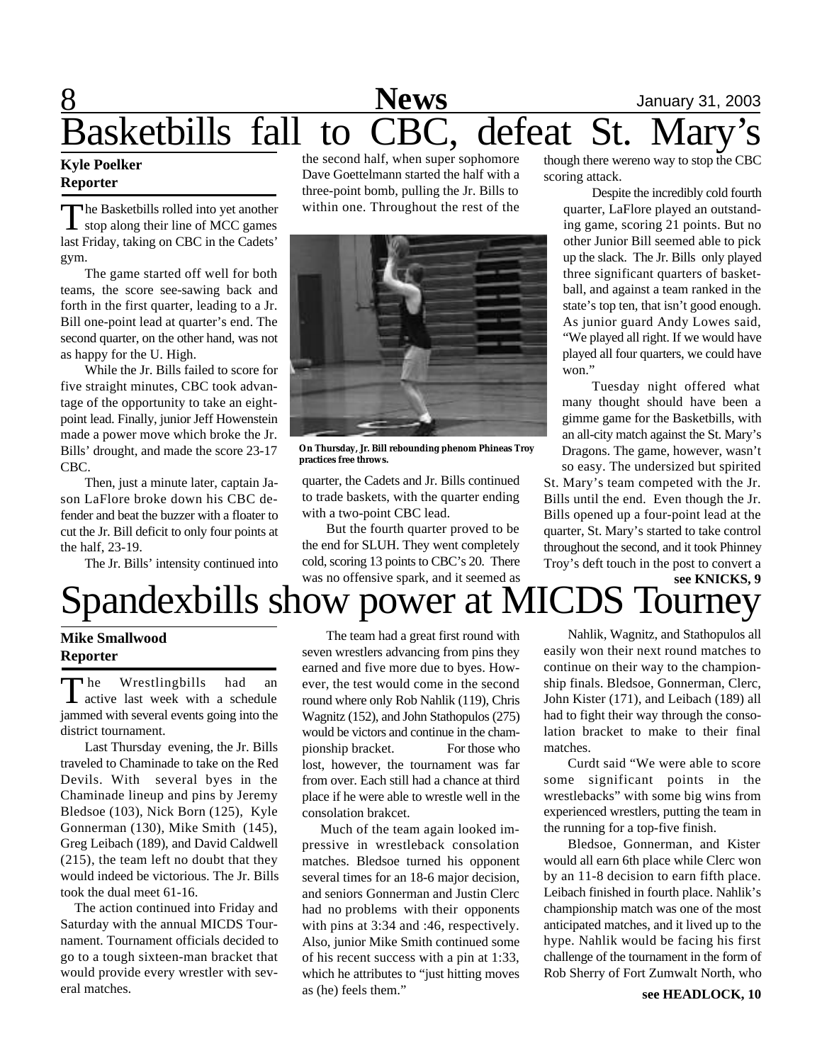# Basketbills fall to CBC, defeat St. Mary's

**Kyle Poelker**
**Reporter**

The Basketbills rolled into yet another stop along their line of MCC games last Friday, taking on CBC in the Cadets' gym.

The game started off well for both teams, the score see-sawing back and forth in the first quarter, leading to a Jr. Bill one-point lead at quarter's end. The second quarter, on the other hand, was not as happy for the U. High.

While the Jr. Bills failed to score for five straight minutes, CBC took advantage of the opportunity to take an eight-point lead. Finally, junior Jeff Howenstein made a power move which broke the Jr. Bills' drought, and made the score 23-17 CBC.

Then, just a minute later, captain Jason LaFlore broke down his CBC defender and beat the buzzer with a floater to cut the Jr. Bill deficit to only four points at the half, 23-19.

The Jr. Bills' intensity continued into the second half, when super sophomore Dave Goettelmann started the half with a three-point bomb, pulling the Jr. Bills to within one. Throughout the rest of the quarter, the Cadets and Jr. Bills continued to trade baskets, with the quarter ending with a two-point CBC lead.

On Thursday, Jr. Bill rebounding phenom Phineas Troy practices free throws.

But the fourth quarter proved to be the end for SLUH. They went completely cold, scoring 13 points to CBC's 20. There was no offensive spark, and it seemed as though there wereno way to stop the CBC scoring attack.

Despite the incredibly cold fourth quarter, LaFlore played an outstanding game, scoring 21 points. But no other Junior Bill seemed able to pick up the slack. The Jr. Bills only played three significant quarters of basketball, and against a team ranked in the state's top ten, that isn't good enough. As junior guard Andy Lowes said, "We played all right. If we would have played all four quarters, we could have won."

Tuesday night offered what many thought should have been a gimme game for the Basketbills, with an all-city match against the St. Mary's Dragons. The game, however, wasn't so easy. The undersized but spirited St. Mary's team competed with the Jr. Bills until the end. Even though the Jr. Bills opened up a four-point lead at the quarter, St. Mary's started to take control throughout the second, and it took Phinney Troy's deft touch in the post to convert a

**see KNICKS, 9**

# Spandexbills show power at MICDS Tourney

**Mike Smallwood**
**Reporter**

The Wrestlingbills had an active last week with a schedule jammed with several events going into the district tournament.

Last Thursday evening, the Jr. Bills traveled to Chaminade to take on the Red Devils. With several byes in the Chaminade lineup and pins by Jeremy Bledsoe (103), Nick Born (125), Kyle Gonnerman (130), Mike Smith (145), Greg Leibach (189), and David Caldwell (215), the team left no doubt that they would indeed be victorious. The Jr. Bills took the dual meet 61-16.

The action continued into Friday and Saturday with the annual MICDS Tournament. Tournament officials decided to go to a tough sixteen-man bracket that would provide every wrestler with several matches.

The team had a great first round with seven wrestlers advancing from pins they earned and five more due to byes. However, the test would come in the second round where only Rob Nahlik (119), Chris Wagnitz (152), and John Stathopulos (275) would be victors and continue in the championship bracket. For those who lost, however, the tournament was far from over. Each still had a chance at third place if he were able to wrestle well in the consolation brakcet.

Much of the team again looked impressive in wrestleback consolation matches. Bledsoe turned his opponent several times for an 18-6 major decision, and seniors Gonnerman and Justin Clerc had no problems with their opponents with pins at 3:34 and :46, respectively. Also, junior Mike Smith continued some of his recent success with a pin at 1:33, which he attributes to "just hitting moves as (he) feels them."

Nahlik, Wagnitz, and Stathopulos all easily won their next round matches to continue on their way to the championship finals. Bledsoe, Gonnerman, Clerc, John Kister (171), and Leibach (189) all had to fight their way through the consolation bracket to make to their final matches.

Curdt said "We were able to score some significant points in the wrestlebacks" with some big wins from experienced wrestlers, putting the team in the running for a top-five finish.

Bledsoe, Gonnerman, and Kister would all earn 6th place while Clerc won by an 11-8 decision to earn fifth place. Leibach finished in fourth place. Nahlik's championship match was one of the most anticipated matches, and it lived up to the hype. Nahlik would be facing his first challenge of the tournament in the form of Rob Sherry of Fort Zumwalt North, who

**see HEADLOCK, 10**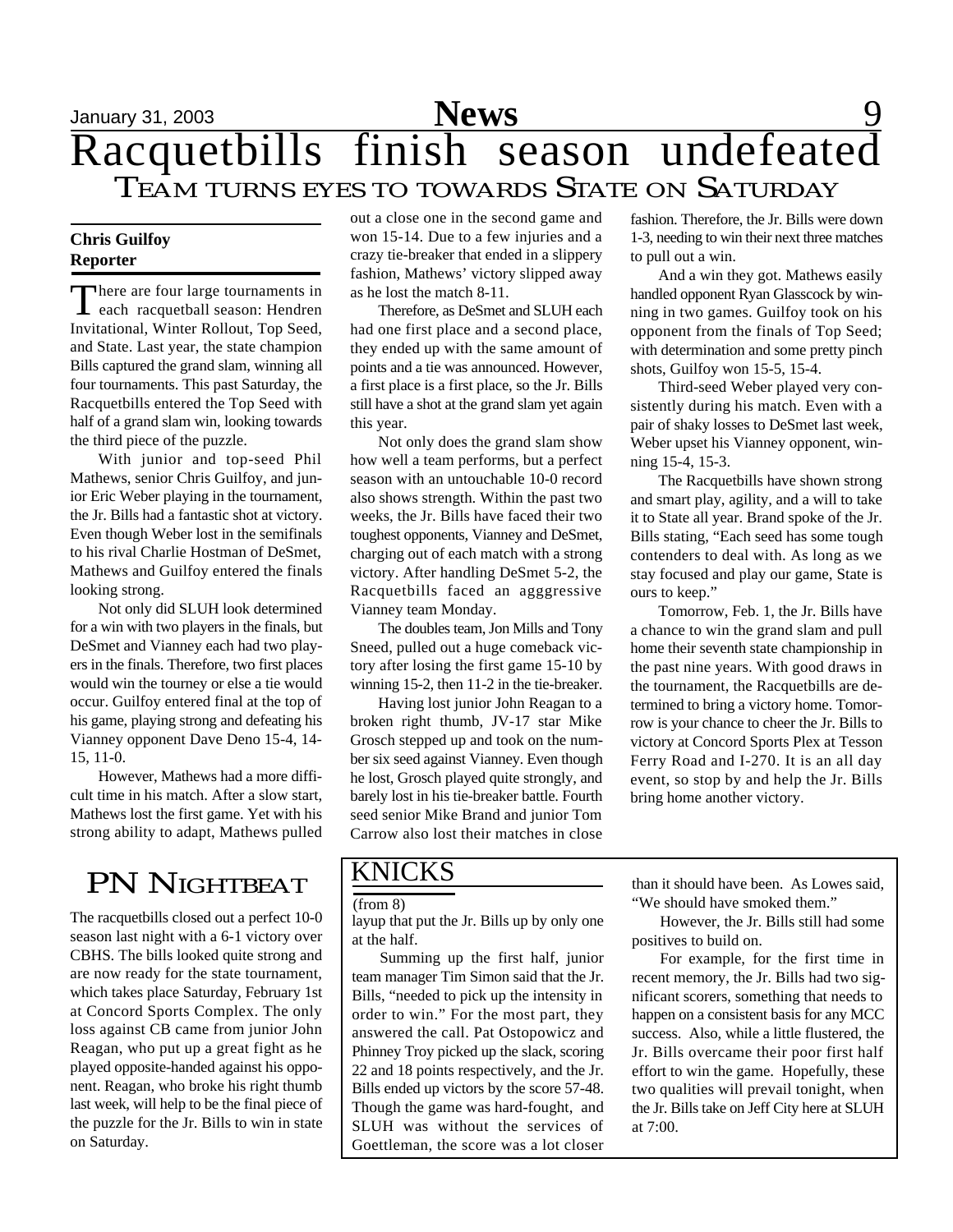# Racquetbills finish season undefeated

## Team turns eyes to towards State on Saturday

**Chris Guilfoy**
**Reporter**

There are four large tournaments in each racquetball season: Hendren Invitational, Winter Rollout, Top Seed, and State. Last year, the state champion Bills captured the grand slam, winning all four tournaments. This past Saturday, the Racquetbills entered the Top Seed with half of a grand slam win, looking towards the third piece of the puzzle.

With junior and top-seed Phil Mathews, senior Chris Guilfoy, and junior Eric Weber playing in the tournament, the Jr. Bills had a fantastic shot at victory. Even though Weber lost in the semifinals to his rival Charlie Hostman of DeSmet, Mathews and Guilfoy entered the finals looking strong.

Not only did SLUH look determined for a win with two players in the finals, but DeSmet and Vianney each had two players in the finals. Therefore, two first places would win the tourney or else a tie would occur. Guilfoy entered final at the top of his game, playing strong and defeating his Vianney opponent Dave Deno 15-4, 14-15, 11-0.

However, Mathews had a more difficult time in his match. After a slow start, Mathews lost the first game. Yet with his strong ability to adapt, Mathews pulled out a close one in the second game and won 15-14. Due to a few injuries and a crazy tie-breaker that ended in a slippery fashion, Mathews' victory slipped away as he lost the match 8-11.

Therefore, as DeSmet and SLUH each had one first place and a second place, they ended up with the same amount of points and a tie was announced. However, a first place is a first place, so the Jr. Bills still have a shot at the grand slam yet again this year.

Not only does the grand slam show how well a team performs, but a perfect season with an untouchable 10-0 record also shows strength. Within the past two weeks, the Jr. Bills have faced their two toughest opponents, Vianney and DeSmet, charging out of each match with a strong victory. After handling DeSmet 5-2, the Racquetbills faced an agggressive Vianney team Monday.

The doubles team, Jon Mills and Tony Sneed, pulled out a huge comeback victory after losing the first game 15-10 by winning 15-2, then 11-2 in the tie-breaker.

Having lost junior John Reagan to a broken right thumb, JV-17 star Mike Grosch stepped up and took on the number six seed against Vianney. Even though he lost, Grosch played quite strongly, and barely lost in his tie-breaker battle. Fourth seed senior Mike Brand and junior Tom Carrow also lost their matches in close fashion. Therefore, the Jr. Bills were down 1-3, needing to win their next three matches to pull out a win.

And a win they got. Mathews easily handled opponent Ryan Glasscock by winning in two games. Guilfoy took on his opponent from the finals of Top Seed; with determination and some pretty pinch shots, Guilfoy won 15-5, 15-4.

Third-seed Weber played very consistently during his match. Even with a pair of shaky losses to DeSmet last week, Weber upset his Vianney opponent, winning 15-4, 15-3.

The Racquetbills have shown strong and smart play, agility, and a will to take it to State all year. Brand spoke of the Jr. Bills stating, "Each seed has some tough contenders to deal with. As long as we stay focused and play our game, State is ours to keep."

Tomorrow, Feb. 1, the Jr. Bills have a chance to win the grand slam and pull home their seventh state championship in the past nine years. With good draws in the tournament, the Racquetbills are determined to bring a victory home. Tomorrow is your chance to cheer the Jr. Bills to victory at Concord Sports Plex at Tesson Ferry Road and I-270. It is an all day event, so stop by and help the Jr. Bills bring home another victory.

## PN Nightbeat

The racquetbills closed out a perfect 10-0 season last night with a 6-1 victory over CBHS. The bills looked quite strong and are now ready for the state tournament, which takes place Saturday, February 1st at Concord Sports Complex. The only loss against CB came from junior John Reagan, who put up a great fight as he played opposite-handed against his opponent. Reagan, who broke his right thumb last week, will help to be the final piece of the puzzle for the Jr. Bills to win in state on Saturday.

## KNICKS

(from 8)

layup that put the Jr. Bills up by only one at the half.

Summing up the first half, junior team manager Tim Simon said that the Jr. Bills, "needed to pick up the intensity in order to win." For the most part, they answered the call. Pat Ostopowicz and Phinney Troy picked up the slack, scoring 22 and 18 points respectively, and the Jr. Bills ended up victors by the score 57-48. Though the game was hard-fought, and SLUH was without the services of Goettleman, the score was a lot closer than it should have been. As Lowes said, "We should have smoked them."

However, the Jr. Bills still had some positives to build on.

For example, for the first time in recent memory, the Jr. Bills had two significant scorers, something that needs to happen on a consistent basis for any MCC success. Also, while a little flustered, the Jr. Bills overcame their poor first half effort to win the game. Hopefully, these two qualities will prevail tonight, when the Jr. Bills take on Jeff City here at SLUH at 7:00.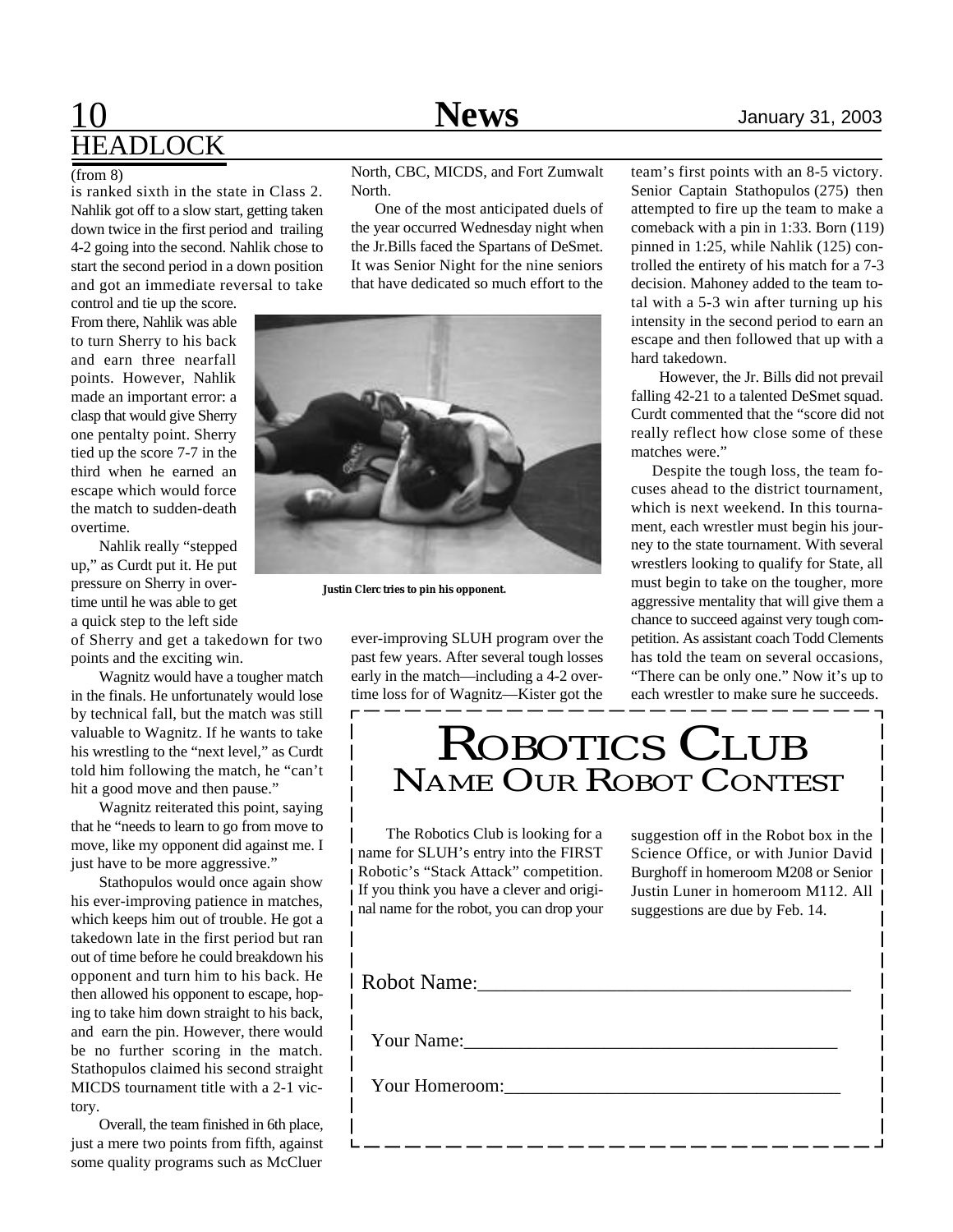## HEADLOCK

(from 8)

is ranked sixth in the state in Class 2. Nahlik got off to a slow start, getting taken down twice in the first period and trailing 4-2 going into the second. Nahlik chose to start the second period in a down position and got an immediate reversal to take control and tie up the score. From there, Nahlik was able to turn Sherry to his back and earn three nearfall points. However, Nahlik made an important error: a clasp that would give Sherry one pentalty point. Sherry tied up the score 7-7 in the third when he earned an escape which would force the match to sudden-death overtime.

Nahlik really "stepped up," as Curdt put it. He put pressure on Sherry in overtime until he was able to get a quick step to the left side of Sherry and get a takedown for two points and the exciting win.

Wagnitz would have a tougher match in the finals. He unfortunately would lose by technical fall, but the match was still valuable to Wagnitz. If he wants to take his wrestling to the "next level," as Curdt told him following the match, he "can't hit a good move and then pause."

Wagnitz reiterated this point, saying that he "needs to learn to go from move to move, like my opponent did against me. I just have to be more aggressive."

Stathopulos would once again show his ever-improving patience in matches, which keeps him out of trouble. He got a takedown late in the first period but ran out of time before he could breakdown his opponent and turn him to his back. He then allowed his opponent to escape, hoping to take him down straight to his back, and earn the pin. However, there would be no further scoring in the match. Stathopulos claimed his second straight MICDS tournament title with a 2-1 victory.

Overall, the team finished in 6th place, just a mere two points from fifth, against some quality programs such as McCluer North, CBC, MICDS, and Fort Zumwalt North.

One of the most anticipated duels of the year occurred Wednesday night when the Jr.Bills faced the Spartans of DeSmet. It was Senior Night for the nine seniors that have dedicated so much effort to the ever-improving SLUH program over the past few years. After several tough losses early in the match—including a 4-2 overtime loss for of Wagnitz—Kister got the team's first points with an 8-5 victory. Senior Captain Stathopulos (275) then attempted to fire up the team to make a comeback with a pin in 1:33. Born (119) pinned in 1:25, while Nahlik (125) controlled the entirety of his match for a 7-3 decision. Mahoney added to the team total with a 5-3 win after turning up his intensity in the second period to earn an escape and then followed that up with a hard takedown.

However, the Jr. Bills did not prevail falling 42-21 to a talented DeSmet squad. Curdt commented that the "score did not really reflect how close some of these matches were."

Despite the tough loss, the team focuses ahead to the district tournament, which is next weekend. In this tournament, each wrestler must begin his journey to the state tournament. With several wrestlers looking to qualify for State, all must begin to take on the tougher, more aggressive mentality that will give them a chance to succeed against very tough competition. As assistant coach Todd Clements has told the team on several occasions, "There can be only one." Now it's up to each wrestler to make sure he succeeds.

**Justin Clerc tries to pin his opponent.**

# ROBOTICS CLUB
## NAME OUR ROBOT CONTEST

The Robotics Club is looking for a name for SLUH's entry into the FIRST Robotic's "Stack Attack" competition. If you think you have a clever and original name for the robot, you can drop your suggestion off in the Robot box in the Science Office, or with Junior David Burghoff in homeroom M208 or Senior Justin Luner in homeroom M112. All suggestions are due by Feb. 14.

Robot Name:______________________________________

Your Name:________________________________________

Your Homeroom:___________________________________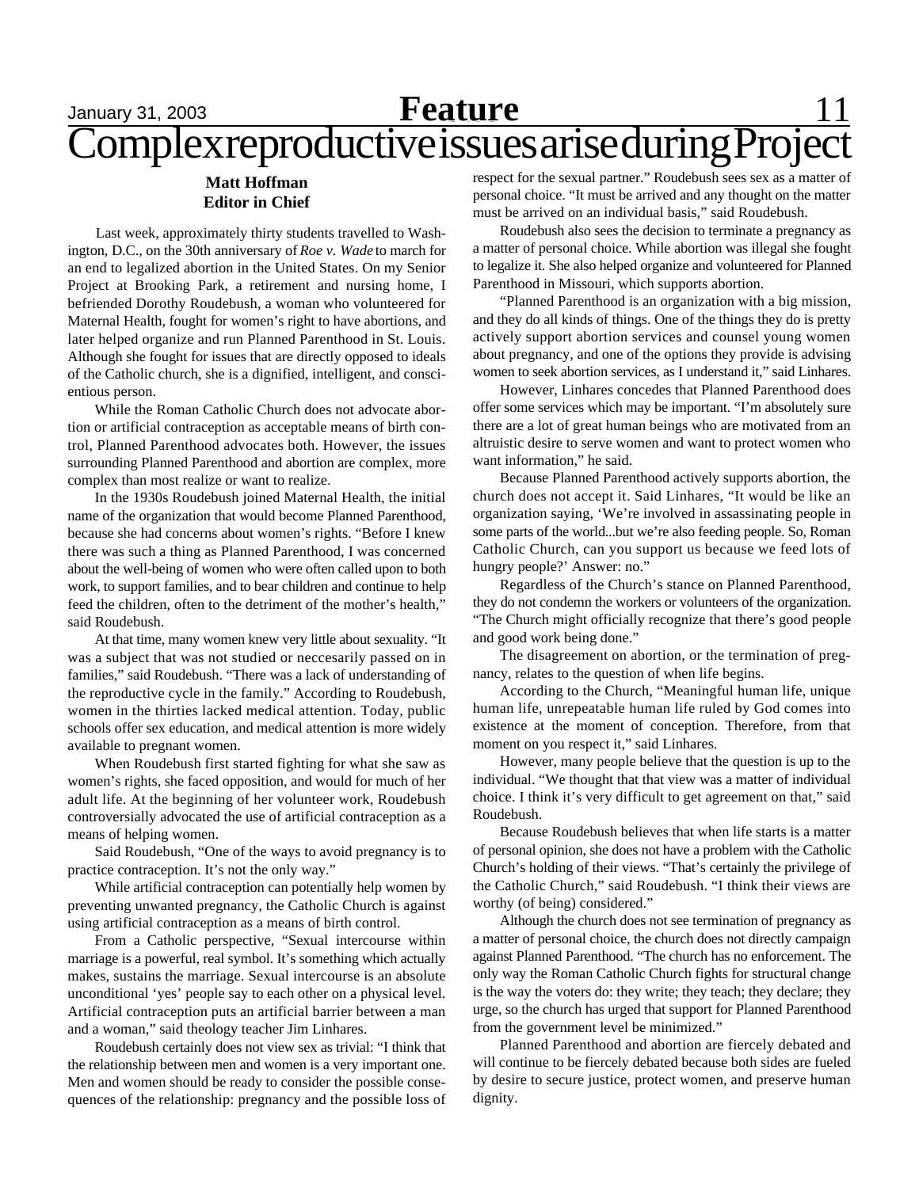# Complex reproductive issues arise during Project

**Matt Hoffman**
**Editor in Chief**

Last week, approximately thirty students travelled to Washington, D.C., on the 30th anniversary of *Roe v. Wade* to march for an end to legalized abortion in the United States. On my Senior Project at Brooking Park, a retirement and nursing home, I befriended Dorothy Roudebush, a woman who volunteered for Maternal Health, fought for women's right to have abortions, and later helped organize and run Planned Parenthood in St. Louis. Although she fought for issues that are directly opposed to ideals of the Catholic church, she is a dignified, intelligent, and conscientious person.

While the Roman Catholic Church does not advocate abortion or artificial contraception as acceptable means of birth control, Planned Parenthood advocates both. However, the issues surrounding Planned Parenthood and abortion are complex, more complex than most realize or want to realize.

In the 1930s Roudebush joined Maternal Health, the initial name of the organization that would become Planned Parenthood, because she had concerns about women's rights. "Before I knew there was such a thing as Planned Parenthood, I was concerned about the well-being of women who were often called upon to both work, to support families, and to bear children and continue to help feed the children, often to the detriment of the mother's health," said Roudebush.

At that time, many women knew very little about sexuality. "It was a subject that was not studied or neccesarily passed on in families," said Roudebush. "There was a lack of understanding of the reproductive cycle in the family." According to Roudebush, women in the thirties lacked medical attention. Today, public schools offer sex education, and medical attention is more widely available to pregnant women.

When Roudebush first started fighting for what she saw as women's rights, she faced opposition, and would for much of her adult life. At the beginning of her volunteer work, Roudebush controversially advocated the use of artificial contraception as a means of helping women.

Said Roudebush, "One of the ways to avoid pregnancy is to practice contraception. It's not the only way."

While artificial contraception can potentially help women by preventing unwanted pregnancy, the Catholic Church is against using artificial contraception as a means of birth control.

From a Catholic perspective, "Sexual intercourse within marriage is a powerful, real symbol. It's something which actually makes, sustains the marriage. Sexual intercourse is an absolute unconditional 'yes' people say to each other on a physical level. Artificial contraception puts an artificial barrier between a man and a woman," said theology teacher Jim Linhares.

Roudebush certainly does not view sex as trivial: "I think that the relationship between men and women is a very important one. Men and women should be ready to consider the possible consequences of the relationship: pregnancy and the possible loss of respect for the sexual partner." Roudebush sees sex as a matter of personal choice. "It must be arrived and any thought on the matter must be arrived on an individual basis," said Roudebush.

Roudebush also sees the decision to terminate a pregnancy as a matter of personal choice. While abortion was illegal she fought to legalize it. She also helped organize and volunteered for Planned Parenthood in Missouri, which supports abortion.

"Planned Parenthood is an organization with a big mission, and they do all kinds of things. One of the things they do is pretty actively support abortion services and counsel young women about pregnancy, and one of the options they provide is advising women to seek abortion services, as I understand it," said Linhares.

However, Linhares concedes that Planned Parenthood does offer some services which may be important. "I'm absolutely sure there are a lot of great human beings who are motivated from an altruistic desire to serve women and want to protect women who want information," he said.

Because Planned Parenthood actively supports abortion, the church does not accept it. Said Linhares, "It would be like an organization saying, 'We're involved in assassinating people in some parts of the world...but we're also feeding people. So, Roman Catholic Church, can you support us because we feed lots of hungry people?' Answer: no."

Regardless of the Church's stance on Planned Parenthood, they do not condemn the workers or volunteers of the organization. "The Church might officially recognize that there's good people and good work being done."

The disagreement on abortion, or the termination of pregnancy, relates to the question of when life begins.

According to the Church, "Meaningful human life, unique human life, unrepeatable human life ruled by God comes into existence at the moment of conception. Therefore, from that moment on you respect it," said Linhares.

However, many people believe that the question is up to the individual. "We thought that that view was a matter of individual choice. I think it's very difficult to get agreement on that," said Roudebush.

Because Roudebush believes that when life starts is a matter of personal opinion, she does not have a problem with the Catholic Church's holding of their views. "That's certainly the privilege of the Catholic Church," said Roudebush. "I think their views are worthy (of being) considered."

Although the church does not see termination of pregnancy as a matter of personal choice, the church does not directly campaign against Planned Parenthood. "The church has no enforcement. The only way the Roman Catholic Church fights for structural change is the way the voters do: they write; they teach; they declare; they urge, so the church has urged that support for Planned Parenthood from the government level be minimized."

Planned Parenthood and abortion are fiercely debated and will continue to be fiercely debated because both sides are fueled by desire to secure justice, protect women, and preserve human dignity.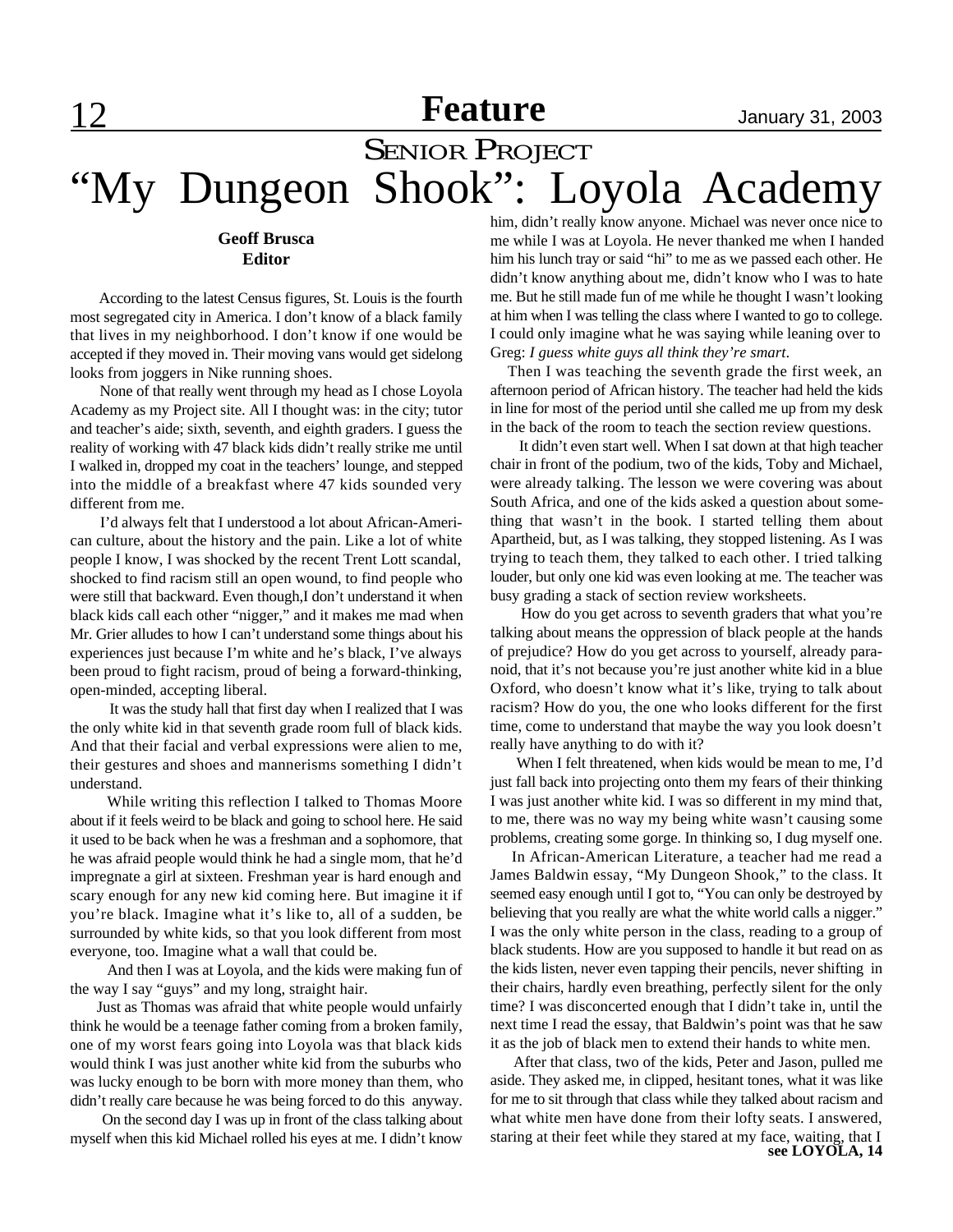## Feature

### SENIOR PROJECT

# "My Dungeon Shook": Loyola Academy

**Geoff Brusca**
**Editor**

According to the latest Census figures, St. Louis is the fourth most segregated city in America. I don't know of a black family that lives in my neighborhood. I don't know if one would be accepted if they moved in. Their moving vans would get sidelong looks from joggers in Nike running shoes.

None of that really went through my head as I chose Loyola Academy as my Project site. All I thought was: in the city; tutor and teacher's aide; sixth, seventh, and eighth graders. I guess the reality of working with 47 black kids didn't really strike me until I walked in, dropped my coat in the teachers' lounge, and stepped into the middle of a breakfast where 47 kids sounded very different from me.

I'd always felt that I understood a lot about African-American culture, about the history and the pain. Like a lot of white people I know, I was shocked by the recent Trent Lott scandal, shocked to find racism still an open wound, to find people who were still that backward. Even though,I don't understand it when black kids call each other "nigger," and it makes me mad when Mr. Grier alludes to how I can't understand some things about his experiences just because I'm white and he's black, I've always been proud to fight racism, proud of being a forward-thinking, open-minded, accepting liberal.

It was the study hall that first day when I realized that I was the only white kid in that seventh grade room full of black kids. And that their facial and verbal expressions were alien to me, their gestures and shoes and mannerisms something I didn't understand.

While writing this reflection I talked to Thomas Moore about if it feels weird to be black and going to school here. He said it used to be back when he was a freshman and a sophomore, that he was afraid people would think he had a single mom, that he'd impregnate a girl at sixteen. Freshman year is hard enough and scary enough for any new kid coming here. But imagine it if you're black. Imagine what it's like to, all of a sudden, be surrounded by white kids, so that you look different from most everyone, too. Imagine what a wall that could be.

And then I was at Loyola, and the kids were making fun of the way I say "guys" and my long, straight hair.

Just as Thomas was afraid that white people would unfairly think he would be a teenage father coming from a broken family, one of my worst fears going into Loyola was that black kids would think I was just another white kid from the suburbs who was lucky enough to be born with more money than them, who didn't really care because he was being forced to do this anyway.

On the second day I was up in front of the class talking about myself when this kid Michael rolled his eyes at me. I didn't know him, didn't really know anyone. Michael was never once nice to me while I was at Loyola. He never thanked me when I handed him his lunch tray or said "hi" to me as we passed each other. He didn't know anything about me, didn't know who I was to hate me. But he still made fun of me while he thought I wasn't looking at him when I was telling the class where I wanted to go to college. I could only imagine what he was saying while leaning over to Greg: *I guess white guys all think they're smart.*

Then I was teaching the seventh grade the first week, an afternoon period of African history. The teacher had held the kids in line for most of the period until she called me up from my desk in the back of the room to teach the section review questions.

It didn't even start well. When I sat down at that high teacher chair in front of the podium, two of the kids, Toby and Michael, were already talking. The lesson we were covering was about South Africa, and one of the kids asked a question about something that wasn't in the book. I started telling them about Apartheid, but, as I was talking, they stopped listening. As I was trying to teach them, they talked to each other. I tried talking louder, but only one kid was even looking at me. The teacher was busy grading a stack of section review worksheets.

How do you get across to seventh graders that what you're talking about means the oppression of black people at the hands of prejudice? How do you get across to yourself, already paranoid, that it's not because you're just another white kid in a blue Oxford, who doesn't know what it's like, trying to talk about racism? How do you, the one who looks different for the first time, come to understand that maybe the way you look doesn't really have anything to do with it?

When I felt threatened, when kids would be mean to me, I'd just fall back into projecting onto them my fears of their thinking I was just another white kid. I was so different in my mind that, to me, there was no way my being white wasn't causing some problems, creating some gorge. In thinking so, I dug myself one.

In African-American Literature, a teacher had me read a James Baldwin essay, "My Dungeon Shook," to the class. It seemed easy enough until I got to, "You can only be destroyed by believing that you really are what the white world calls a nigger." I was the only white person in the class, reading to a group of black students. How are you supposed to handle it but read on as the kids listen, never even tapping their pencils, never shifting in their chairs, hardly even breathing, perfectly silent for the only time? I was disconcerted enough that I didn't take in, until the next time I read the essay, that Baldwin's point was that he saw it as the job of black men to extend their hands to white men.

After that class, two of the kids, Peter and Jason, pulled me aside. They asked me, in clipped, hesitant tones, what it was like for me to sit through that class while they talked about racism and what white men have done from their lofty seats. I answered, staring at their feet while they stared at my face, waiting, that I

**see LOYOLA, 14**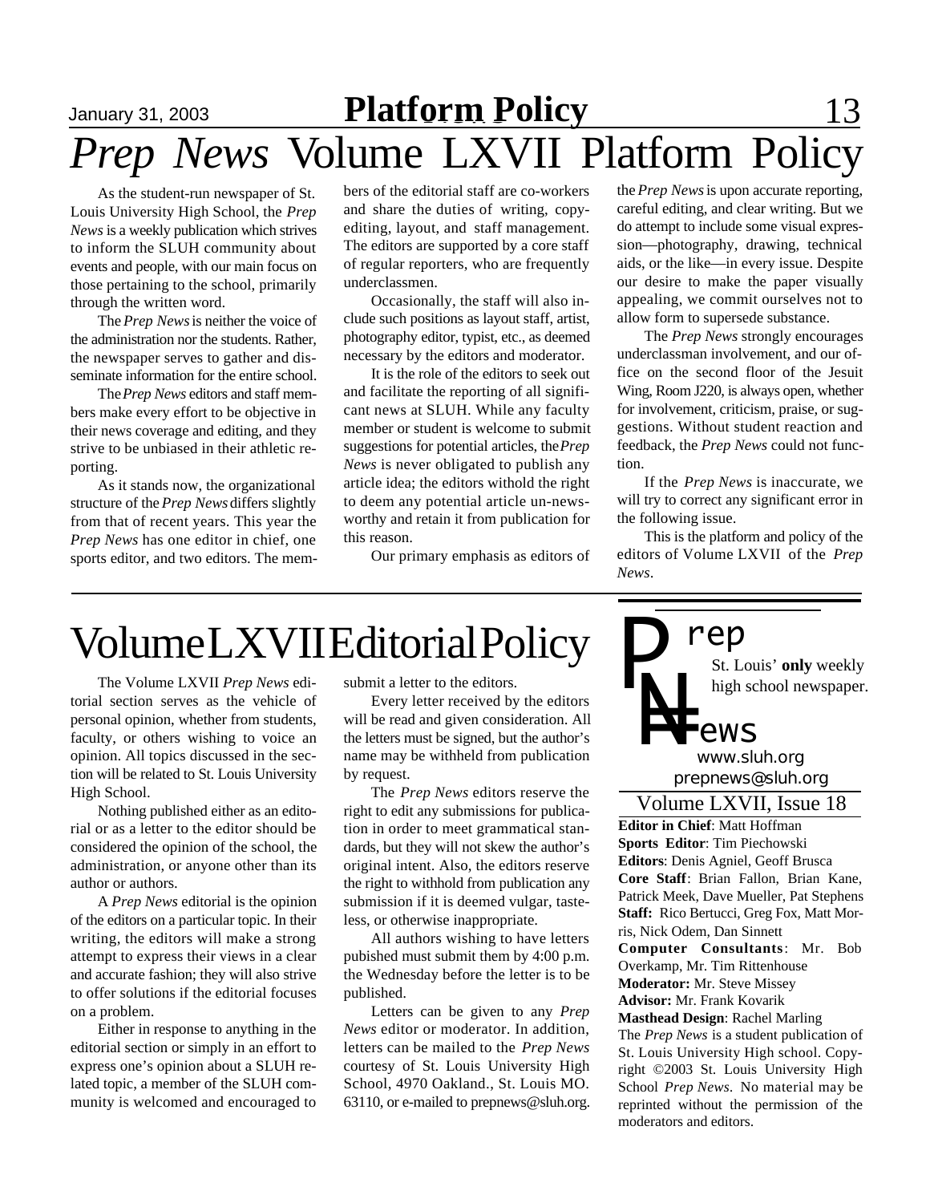# *Prep News* Volume LXVII Platform Policy

As the student-run newspaper of St. Louis University High School, the *Prep News* is a weekly publication which strives to inform the SLUH community about events and people, with our main focus on those pertaining to the school, primarily through the written word.

The *Prep News* is neither the voice of the administration nor the students. Rather, the newspaper serves to gather and disseminate information for the entire school.

The *Prep News* editors and staff members make every effort to be objective in their news coverage and editing, and they strive to be unbiased in their athletic reporting.

As it stands now, the organizational structure of the *Prep News* differs slightly from that of recent years. This year the *Prep News* has one editor in chief, one sports editor, and two editors. The members of the editorial staff are co-workers and share the duties of writing, copy-editing, layout, and staff management. The editors are supported by a core staff of regular reporters, who are frequently underclassmen.

Occasionally, the staff will also include such positions as layout staff, artist, photography editor, typist, etc., as deemed necessary by the editors and moderator.

It is the role of the editors to seek out and facilitate the reporting of all significant news at SLUH. While any faculty member or student is welcome to submit suggestions for potential articles, the *Prep News* is never obligated to publish any article idea; the editors withold the right to deem any potential article un-newsworthy and retain it from publication for this reason.

Our primary emphasis as editors of the *Prep News* is upon accurate reporting, careful editing, and clear writing. But we do attempt to include some visual expression—photography, drawing, technical aids, or the like—in every issue. Despite our desire to make the paper visually appealing, we commit ourselves not to allow form to supersede substance.

The *Prep News* strongly encourages underclassman involvement, and our office on the second floor of the Jesuit Wing, Room J220, is always open, whether for involvement, criticism, praise, or suggestions. Without student reaction and feedback, the *Prep News* could not function.

If the *Prep News* is inaccurate, we will try to correct any significant error in the following issue.

This is the platform and policy of the editors of Volume LXVII of the *Prep News*.

# Volume LXVII Editorial Policy

The Volume LXVII *Prep News* editorial section serves as the vehicle of personal opinion, whether from students, faculty, or others wishing to voice an opinion. All topics discussed in the section will be related to St. Louis University High School.

Nothing published either as an editorial or as a letter to the editor should be considered the opinion of the school, the administration, or anyone other than its author or authors.

A *Prep News* editorial is the opinion of the editors on a particular topic. In their writing, the editors will make a strong attempt to express their views in a clear and accurate fashion; they will also strive to offer solutions if the editorial focuses on a problem.

Either in response to anything in the editorial section or simply in an effort to express one's opinion about a SLUH related topic, a member of the SLUH community is welcomed and encouraged to submit a letter to the editors.

Every letter received by the editors will be read and given consideration. All the letters must be signed, but the author's name may be withheld from publication by request.

The *Prep News* editors reserve the right to edit any submissions for publication in order to meet grammatical standards, but they will not skew the author's original intent. Also, the editors reserve the right to withhold from publication any submission if it is deemed vulgar, tasteless, or otherwise inappropriate.

All authors wishing to have letters pubished must submit them by 4:00 p.m. the Wednesday before the letter is to be published.

Letters can be given to any *Prep News* editor or moderator. In addition, letters can be mailed to the *Prep News* courtesy of St. Louis University High School, 4970 Oakland., St. Louis MO. 63110, or e-mailed to prepnews@sluh.org.

## Prep News

St. Louis' **only** weekly high school newspaper.

www.sluh.org
prepnews@sluh.org

### Volume LXVII, Issue 18

**Editor in Chief**: Matt Hoffman
**Sports Editor**: Tim Piechowski
**Editors**: Denis Agniel, Geoff Brusca
**Core Staff**: Brian Fallon, Brian Kane, Patrick Meek, Dave Mueller, Pat Stephens
**Staff:** Rico Bertucci, Greg Fox, Matt Morris, Nick Odem, Dan Sinnett
**Computer Consultants**: Mr. Bob Overkamp, Mr. Tim Rittenhouse
**Moderator:** Mr. Steve Missey
**Advisor:** Mr. Frank Kovarik
**Masthead Design**: Rachel Marling

The *Prep News* is a student publication of St. Louis University High school. Copyright ©2003 St. Louis University High School *Prep News*. No material may be reprinted without the permission of the moderators and editors.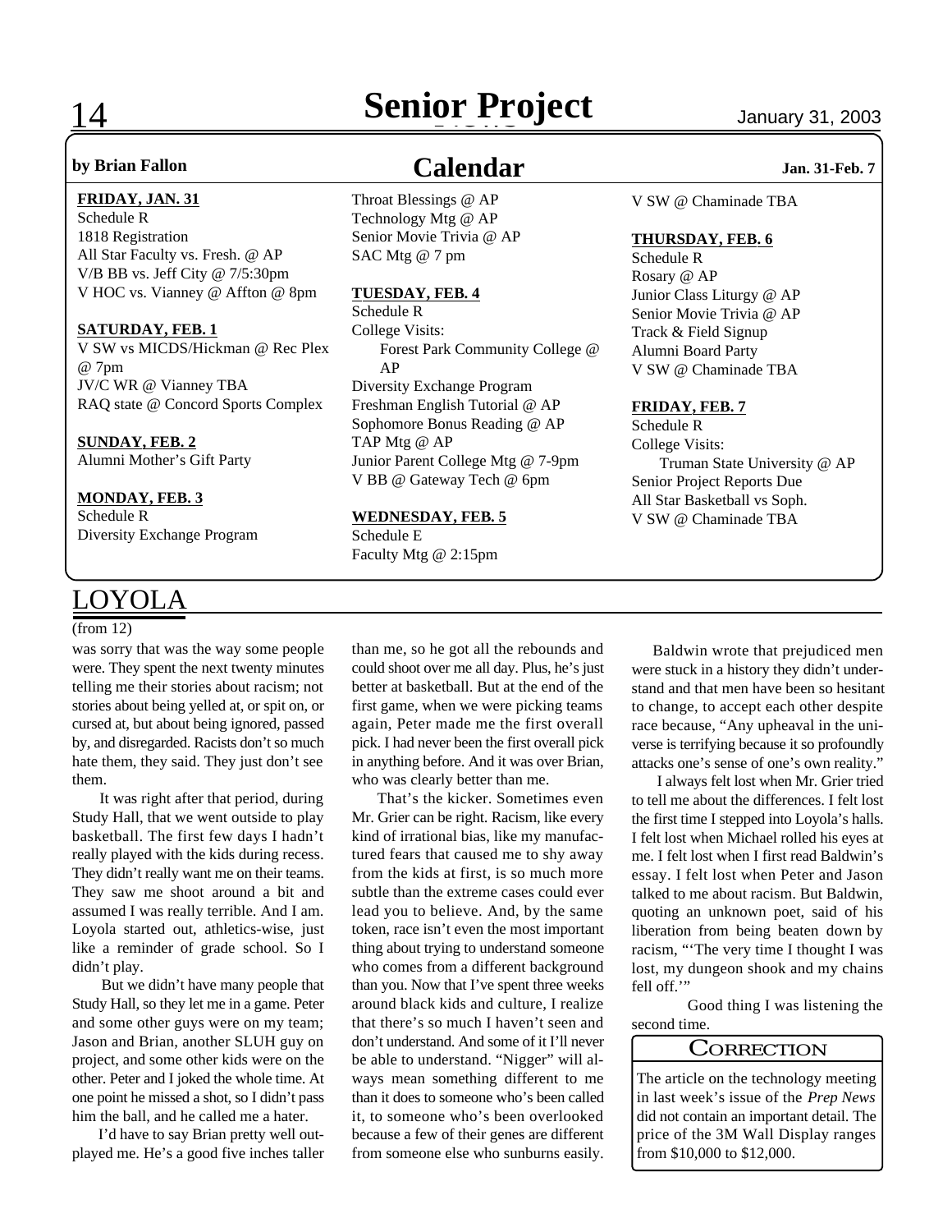# Senior Project

## Calendar

by Brian Fallon

Jan. 31-Feb. 7

**FRIDAY, JAN. 31**
Schedule R
1818 Registration
All Star Faculty vs. Fresh. @ AP
V/B BB vs. Jeff City @ 7/5:30pm
V HOC vs. Vianney @ Affton @ 8pm

**SATURDAY, FEB. 1**
V SW vs MICDS/Hickman @ Rec Plex @ 7pm
JV/C WR @ Vianney TBA
RAQ state @ Concord Sports Complex

**SUNDAY, FEB. 2**
Alumni Mother's Gift Party

**MONDAY, FEB. 3**
Schedule R
Diversity Exchange Program
Throat Blessings @ AP
Technology Mtg @ AP
Senior Movie Trivia @ AP
SAC Mtg @ 7 pm

**TUESDAY, FEB. 4**
Schedule R
College Visits:
  Forest Park Community College @ AP
Diversity Exchange Program
Freshman English Tutorial @ AP
Sophomore Bonus Reading @ AP
TAP Mtg @ AP
Junior Parent College Mtg @ 7-9pm
V BB @ Gateway Tech @ 6pm

**WEDNESDAY, FEB. 5**
Schedule E
Faculty Mtg @ 2:15pm
V SW @ Chaminade TBA

**THURSDAY, FEB. 6**
Schedule R
Rosary @ AP
Junior Class Liturgy @ AP
Senior Movie Trivia @ AP
Track & Field Signup
Alumni Board Party
V SW @ Chaminade TBA

**FRIDAY, FEB. 7**
Schedule R
College Visits:
  Truman State University @ AP
Senior Project Reports Due
All Star Basketball vs Soph.
V SW @ Chaminade TBA

## LOYOLA

(from 12)

was sorry that was the way some people were. They spent the next twenty minutes telling me their stories about racism; not stories about being yelled at, or spit on, or cursed at, but about being ignored, passed by, and disregarded. Racists don't so much hate them, they said. They just don't see them.

It was right after that period, during Study Hall, that we went outside to play basketball. The first few days I hadn't really played with the kids during recess. They didn't really want me on their teams. They saw me shoot around a bit and assumed I was really terrible. And I am. Loyola started out, athletics-wise, just like a reminder of grade school. So I didn't play.

But we didn't have many people that Study Hall, so they let me in a game. Peter and some other guys were on my team; Jason and Brian, another SLUH guy on project, and some other kids were on the other. Peter and I joked the whole time. At one point he missed a shot, so I didn't pass him the ball, and he called me a hater.

I'd have to say Brian pretty well outplayed me. He's a good five inches taller than me, so he got all the rebounds and could shoot over me all day. Plus, he's just better at basketball. But at the end of the first game, when we were picking teams again, Peter made me the first overall pick. I had never been the first overall pick in anything before. And it was over Brian, who was clearly better than me.

That's the kicker. Sometimes even Mr. Grier can be right. Racism, like every kind of irrational bias, like my manufactured fears that caused me to shy away from the kids at first, is so much more subtle than the extreme cases could ever lead you to believe. And, by the same token, race isn't even the most important thing about trying to understand someone who comes from a different background than you. Now that I've spent three weeks around black kids and culture, I realize that there's so much I haven't seen and don't understand. And some of it I'll never be able to understand. "Nigger" will always mean something different to me than it does to someone who's been called it, to someone who's been overlooked because a few of their genes are different from someone else who sunburns easily.

Baldwin wrote that prejudiced men were stuck in a history they didn't understand and that men have been so hesitant to change, to accept each other despite race because, "Any upheaval in the universe is terrifying because it so profoundly attacks one's sense of one's own reality."

I always felt lost when Mr. Grier tried to tell me about the differences. I felt lost the first time I stepped into Loyola's halls. I felt lost when Michael rolled his eyes at me. I felt lost when I first read Baldwin's essay. I felt lost when Peter and Jason talked to me about racism. But Baldwin, quoting an unknown poet, said of his liberation from being beaten down by racism, "'The very time I thought I was lost, my dungeon shook and my chains fell off.'"

Good thing I was listening the second time.

### Correction

The article on the technology meeting in last week's issue of the *Prep News* did not contain an important detail. The price of the 3M Wall Display ranges from $10,000 to $12,000.